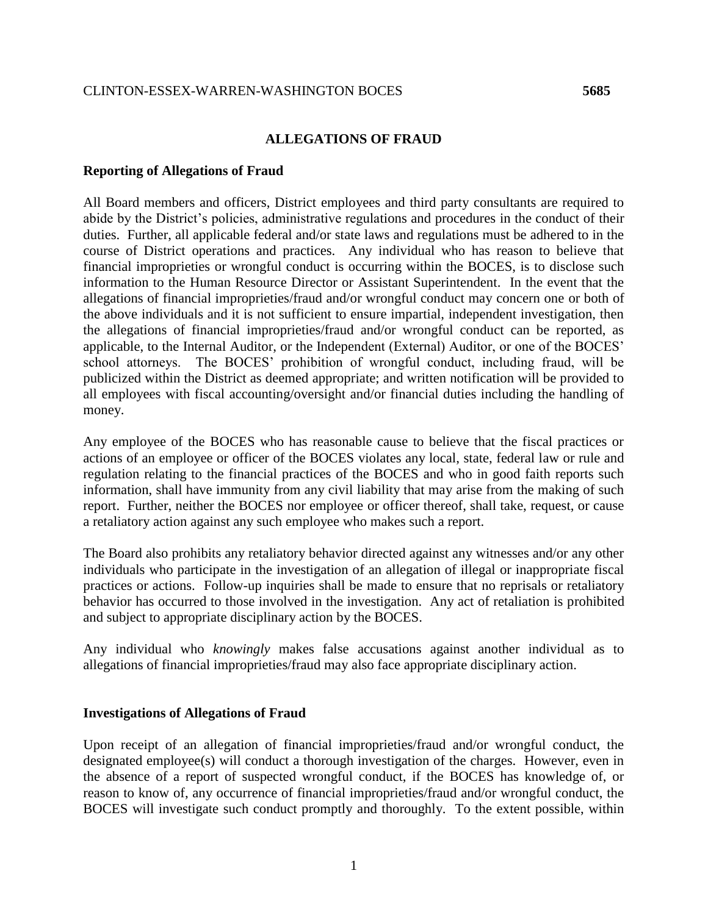CLINTON-ESSEX-WARREN-WASHINGTON BOCES **5685**

## ALLEGATIONS OF FRAUD

### Reporting of Allegations of Fraud

All Board members and officers, District employees and third party consultants are required to abide by the District's policies, administrative regulations and procedures in the conduct of their duties. Further, all applicable federal and/or state laws and regulations must be adhered to in the course of District operations and practices. Any individual who has reason to believe that financial improprieties or wrongful conduct is occurring within the BOCES, is to disclose such information to the Human Resource Director or Assistant Superintendent. In the event that the allegations of financial improprieties/fraud and/or wrongful conduct may concern one or both of the above individuals and it is not sufficient to ensure impartial, independent investigation, then the allegations of financial improprieties/fraud and/or wrongful conduct can be reported, as applicable, to the Internal Auditor, or the Independent (External) Auditor, or one of the BOCES' school attorneys. The BOCES' prohibition of wrongful conduct, including fraud, will be publicized within the District as deemed appropriate; and written notification will be provided to all employees with fiscal accounting/oversight and/or financial duties including the handling of money.

Any employee of the BOCES who has reasonable cause to believe that the fiscal practices or actions of an employee or officer of the BOCES violates any local, state, federal law or rule and regulation relating to the financial practices of the BOCES and who in good faith reports such information, shall have immunity from any civil liability that may arise from the making of such report. Further, neither the BOCES nor employee or officer thereof, shall take, request, or cause a retaliatory action against any such employee who makes such a report.

The Board also prohibits any retaliatory behavior directed against any witnesses and/or any other individuals who participate in the investigation of an allegation of illegal or inappropriate fiscal practices or actions. Follow-up inquiries shall be made to ensure that no reprisals or retaliatory behavior has occurred to those involved in the investigation. Any act of retaliation is prohibited and subject to appropriate disciplinary action by the BOCES.

Any individual who *knowingly* makes false accusations against another individual as to allegations of financial improprieties/fraud may also face appropriate disciplinary action.

### Investigations of Allegations of Fraud

Upon receipt of an allegation of financial improprieties/fraud and/or wrongful conduct, the designated employee(s) will conduct a thorough investigation of the charges. However, even in the absence of a report of suspected wrongful conduct, if the BOCES has knowledge of, or reason to know of, any occurrence of financial improprieties/fraud and/or wrongful conduct, the BOCES will investigate such conduct promptly and thoroughly. To the extent possible, within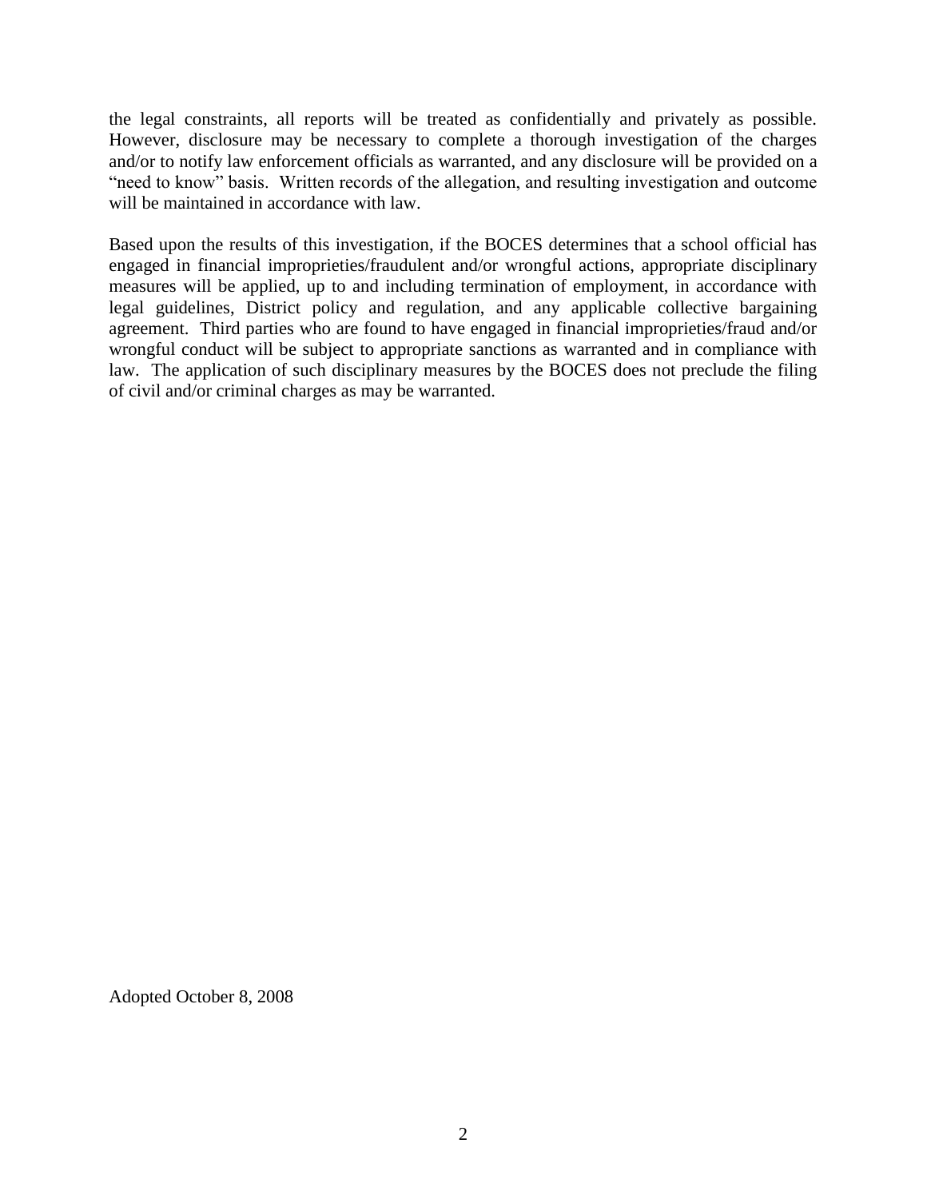the legal constraints, all reports will be treated as confidentially and privately as possible. However, disclosure may be necessary to complete a thorough investigation of the charges and/or to notify law enforcement officials as warranted, and any disclosure will be provided on a "need to know" basis. Written records of the allegation, and resulting investigation and outcome will be maintained in accordance with law.

Based upon the results of this investigation, if the BOCES determines that a school official has engaged in financial improprieties/fraudulent and/or wrongful actions, appropriate disciplinary measures will be applied, up to and including termination of employment, in accordance with legal guidelines, District policy and regulation, and any applicable collective bargaining agreement. Third parties who are found to have engaged in financial improprieties/fraud and/or wrongful conduct will be subject to appropriate sanctions as warranted and in compliance with law. The application of such disciplinary measures by the BOCES does not preclude the filing of civil and/or criminal charges as may be warranted.

Adopted October 8, 2008